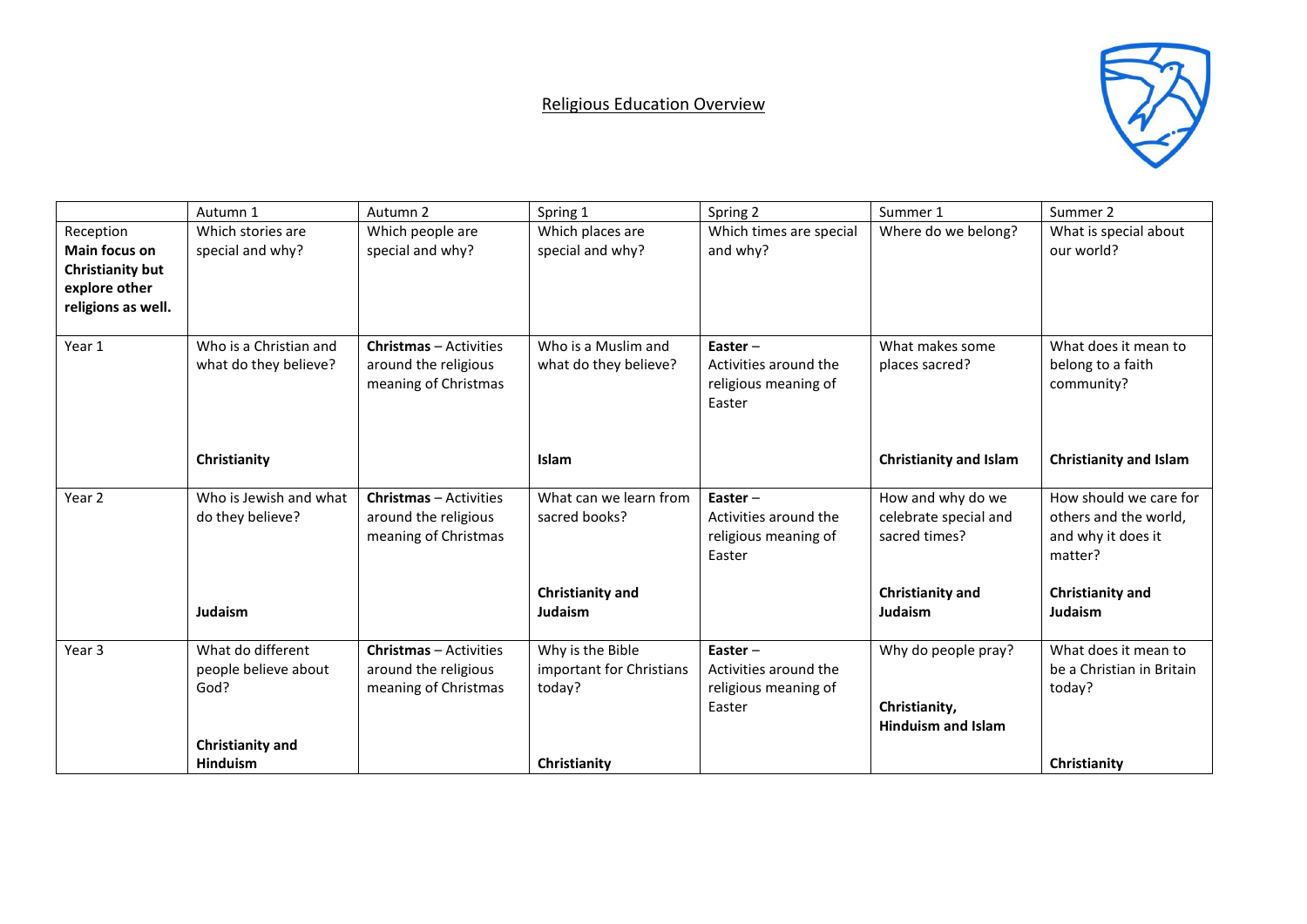# Religious Education Overview

| | Autumn 1 | Autumn 2 | Spring 1 | Spring 2 | Summer 1 | Summer 2 |
|---|---|---|---|---|---|---|
| Reception **Main focus on Christianity but explore other religions as well.** | Which stories are special and why? | Which people are special and why? | Which places are special and why? | Which times are special and why? | Where do we belong? | What is special about our world? |
| Year 1 | Who is a Christian and what do they believe? **Christianity** | **Christmas** – Activities around the religious meaning of Christmas | Who is a Muslim and what do they believe? **Islam** | **Easter** – Activities around the religious meaning of Easter | What makes some places sacred? **Christianity and Islam** | What does it mean to belong to a faith community? **Christianity and Islam** |
| Year 2 | Who is Jewish and what do they believe? **Judaism** | **Christmas** – Activities around the religious meaning of Christmas | What can we learn from sacred books? **Christianity and Judaism** | **Easter** – Activities around the religious meaning of Easter | How and why do we celebrate special and sacred times? **Christianity and Judaism** | How should we care for others and the world, and why it does it matter? **Christianity and Judaism** |
| Year 3 | What do different people believe about God? **Christianity and Hinduism** | **Christmas** – Activities around the religious meaning of Christmas | Why is the Bible important for Christians today? **Christianity** | **Easter** – Activities around the religious meaning of Easter | Why do people pray? **Christianity, Hinduism and Islam** | What does it mean to be a Christian in Britain today? **Christianity** |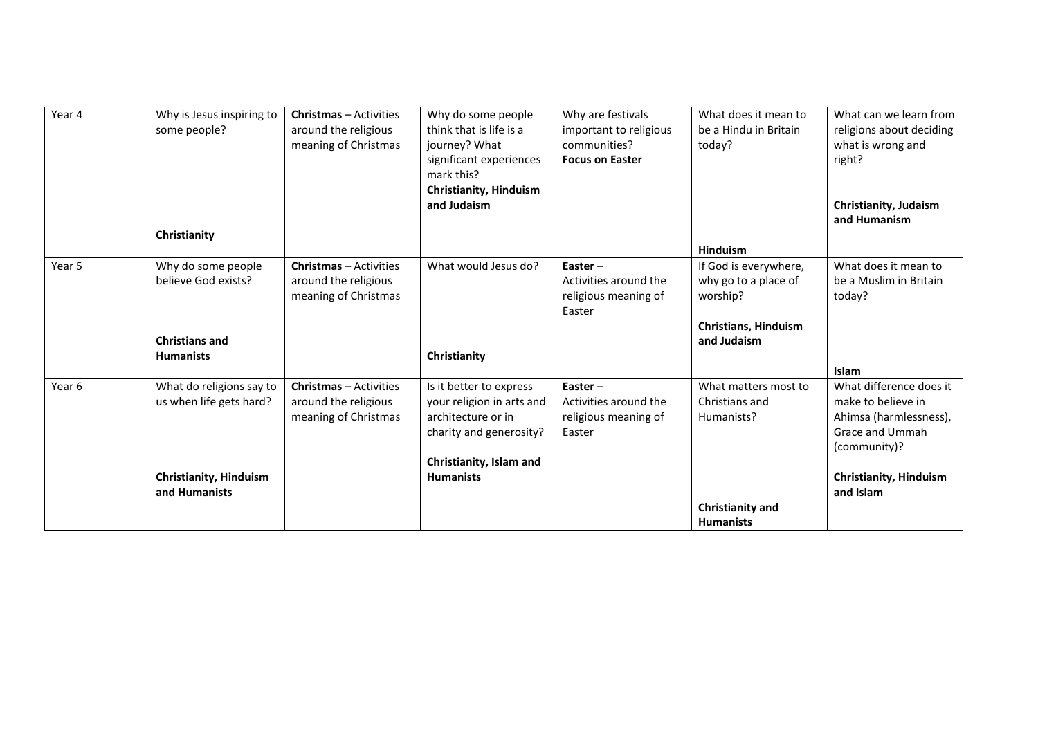| | | | | | | |
|---|---|---|---|---|---|---|
| Year 4 | Why is Jesus inspiring to some people?<br><br>**Christianity** | **Christmas** – Activities around the religious meaning of Christmas | Why do some people think that is life is a journey? What significant experiences mark this?<br>**Christianity, Hinduism and Judaism** | Why are festivals important to religious communities?<br>**Focus on Easter** | What does it mean to be a Hindu in Britain today?<br><br>**Hinduism** | What can we learn from religions about deciding what is wrong and right?<br><br>**Christianity, Judaism and Humanism** |
| Year 5 | Why do some people believe God exists?<br><br>**Christians and Humanists** | **Christmas** – Activities around the religious meaning of Christmas | What would Jesus do?<br><br>**Christianity** | **Easter** – Activities around the religious meaning of Easter | If God is everywhere, why go to a place of worship?<br><br>**Christians, Hinduism and Judaism** | What does it mean to be a Muslim in Britain today?<br><br>**Islam** |
| Year 6 | What do religions say to us when life gets hard?<br><br>**Christianity, Hinduism and Humanists** | **Christmas** – Activities around the religious meaning of Christmas | Is it better to express your religion in arts and architecture or in charity and generosity?<br><br>**Christianity, Islam and Humanists** | **Easter** – Activities around the religious meaning of Easter | What matters most to Christians and Humanists?<br><br>**Christianity and Humanists** | What difference does it make to believe in Ahimsa (harmlessness), Grace and Ummah (community)?<br><br>**Christianity, Hinduism and Islam** |